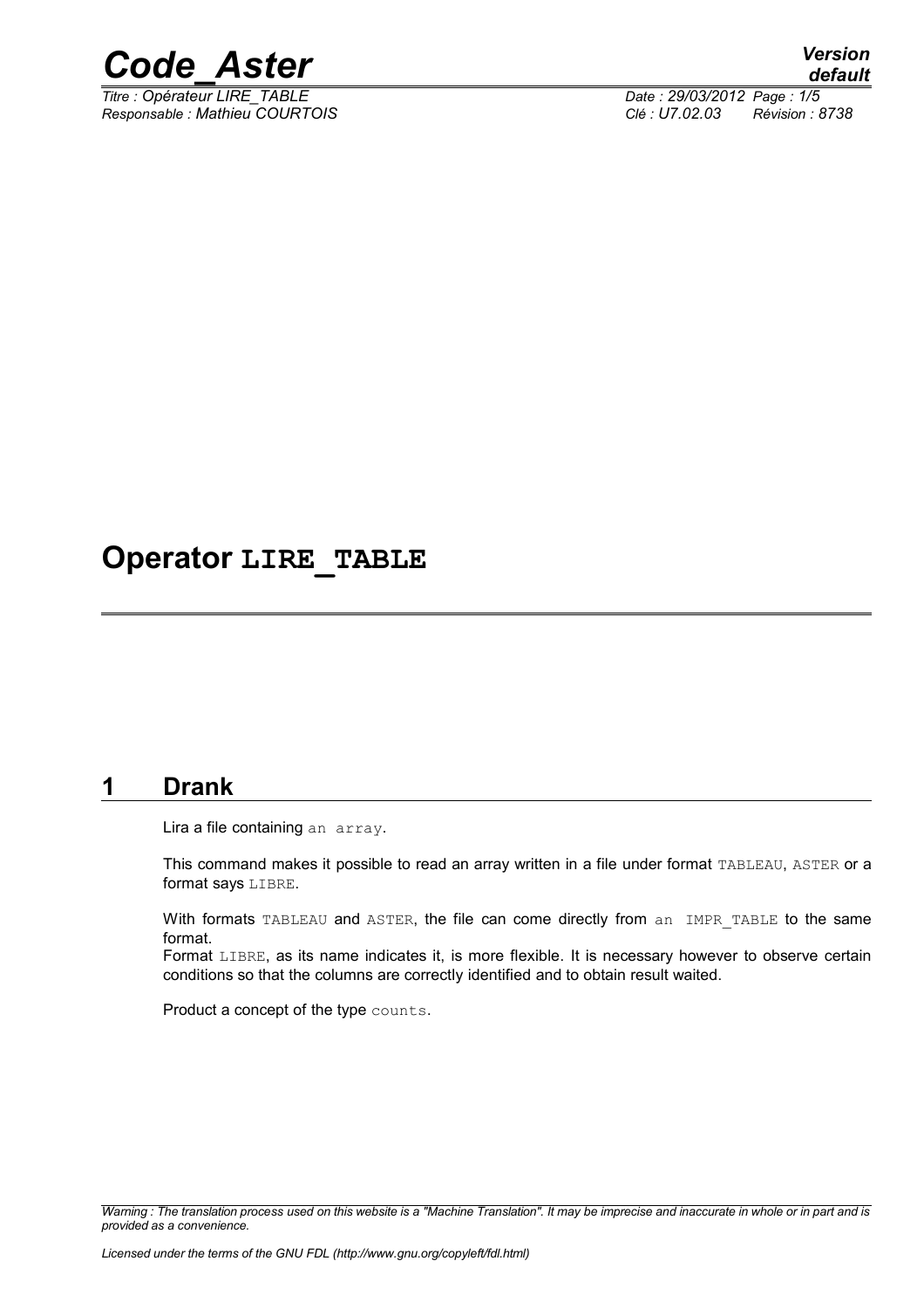# Operator LIRE_TABLE

## 1 Drank

Lira a file containing an array.

This command makes it possible to read an array written in a file under format TABLEAU, ASTER or a format says LIBRE.

With formats TABLEAU and ASTER, the file can come directly from an IMPR_TABLE to the same format.
Format LIBRE, as its name indicates it, is more flexible. It is necessary however to observe certain conditions so that the columns are correctly identified and to obtain result waited.

Product a concept of the type counts.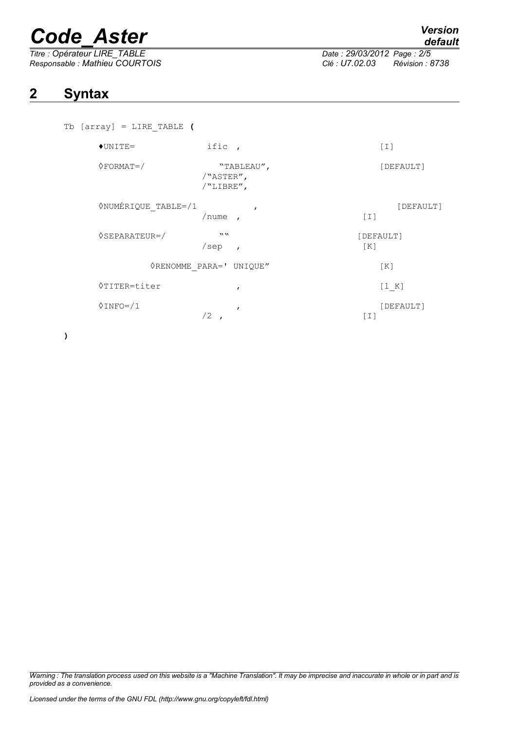## 2 Syntax

```
Tb [array] = LIRE_TABLE (

     ♦UNITE=              ific ,                          [I]

     ◊FORMAT=/               "TABLEAU",                   [DEFAULT]
                          /"ASTER",
                          /"LIBRE",

     ◊NUMÉRIQUE_TABLE=/1           ,                          [DEFAULT]
                          /nume  ,                    [I]

     ◊SEPARATEUR=/           ""                       [DEFAULT]
                          /sep   ,                    [K]

              ◊RENOMME_PARA=' UNIQUE"                     [K]

     ◊TITER=titer                 ,                       [l_K]

     ◊INFO=/1                     ,                           [DEFAULT]
                           /2  ,                      [I]

)
```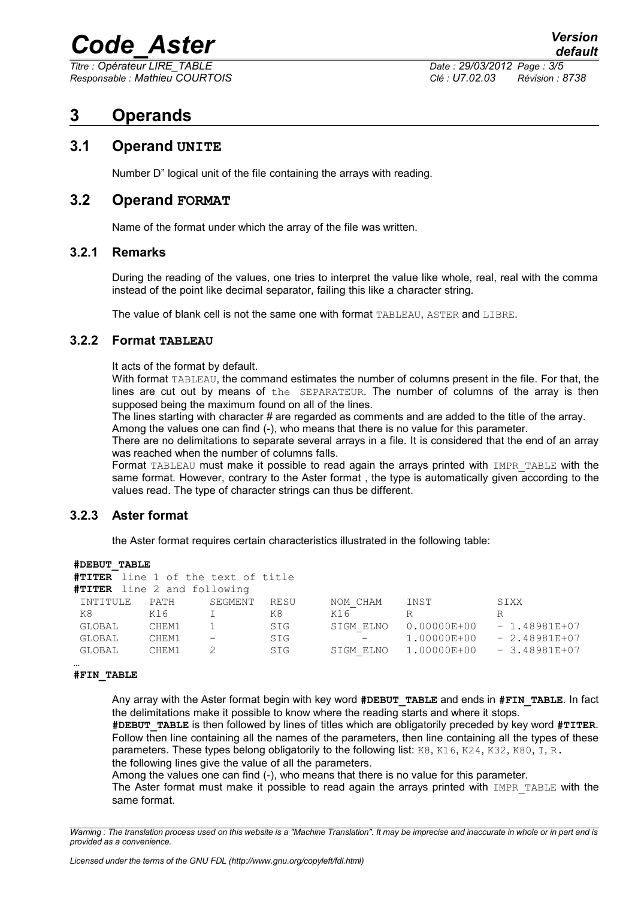// 3 Operands

## 3.1 Operand UNITE

Number D" logical unit of the file containing the arrays with reading.

## 3.2 Operand FORMAT

Name of the format under which the array of the file was written.

### 3.2.1 Remarks

During the reading of the values, one tries to interpret the value like whole, real, real with the comma instead of the point like decimal separator, failing this like a character string.

The value of blank cell is not the same one with format TABLEAU, ASTER and LIBRE.

### 3.2.2 Format TABLEAU

It acts of the format by default.

With format TABLEAU, the command estimates the number of columns present in the file. For that, the lines are cut out by means of the SEPARATEUR. The number of columns of the array is then supposed being the maximum found on all of the lines.

The lines starting with character # are regarded as comments and are added to the title of the array.

Among the values one can find (-), who means that there is no value for this parameter.

There are no delimitations to separate several arrays in a file. It is considered that the end of an array was reached when the number of columns falls.

Format TABLEAU must make it possible to read again the arrays printed with IMPR_TABLE with the same format. However, contrary to the Aster format , the type is automatically given according to the values read. The type of character strings can thus be different.

### 3.2.3 Aster format

the Aster format requires certain characteristics illustrated in the following table:

```
#DEBUT_TABLE
#TITER line 1 of the text of title
#TITER line 2 and following
 INTITULE   PATH     SEGMENT  RESU    NOM_CHAM    INST          SIXX
 K8         K16      I        K8      K16         R             R
 GLOBAL     CHEM1    1        SIG     SIGM_ELNO   0.00000E+00   - 1.48981E+07
 GLOBAL     CHEM1    -        SIG        -        1.00000E+00   - 2.48981E+07
 GLOBAL     CHEM1    2        SIG     SIGM_ELNO   1.00000E+00   - 3.48981E+07
…
#FIN_TABLE
```

Any array with the Aster format begin with key word **#DEBUT_TABLE** and ends in **#FIN_TABLE**. In fact the delimitations make it possible to know where the reading starts and where it stops.

**#DEBUT_TABLE** is then followed by lines of titles which are obligatorily preceded by key word **#TITER**. Follow then line containing all the names of the parameters, then line containing all the types of these parameters. These types belong obligatorily to the following list: K8, K16, K24, K32, K80, I, R.

the following lines give the value of all the parameters.

Among the values one can find (-), who means that there is no value for this parameter.

The Aster format must make it possible to read again the arrays printed with IMPR_TABLE with the same format.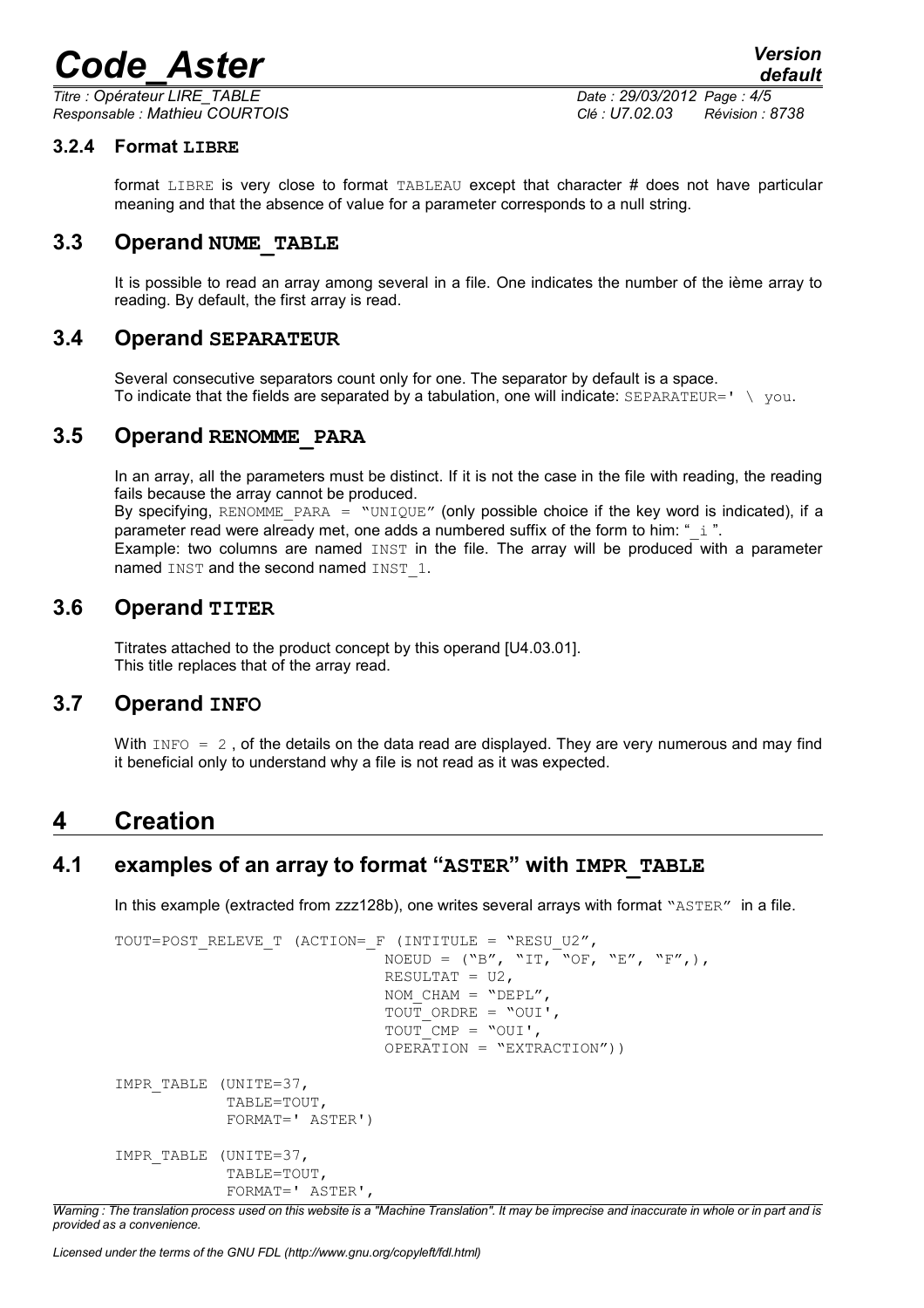### 3.2.4 Format LIBRE

format LIBRE is very close to format TABLEAU except that character # does not have particular meaning and that the absence of value for a parameter corresponds to a null string.

## 3.3 Operand NUME_TABLE

It is possible to read an array among several in a file. One indicates the number of the ième array to reading. By default, the first array is read.

## 3.4 Operand SEPARATEUR

Several consecutive separators count only for one. The separator by default is a space.
To indicate that the fields are separated by a tabulation, one will indicate: SEPARATEUR=' \ you.

## 3.5 Operand RENOMME_PARA

In an array, all the parameters must be distinct. If it is not the case in the file with reading, the reading fails because the array cannot be produced.
By specifying, RENOMME_PARA = "UNIQUE" (only possible choice if the key word is indicated), if a parameter read were already met, one adds a numbered suffix of the form to him: "_i ".
Example: two columns are named INST in the file. The array will be produced with a parameter named INST and the second named INST_1.

## 3.6 Operand TITER

Titrates attached to the product concept by this operand [U4.03.01].
This title replaces that of the array read.

## 3.7 Operand INFO

With INFO = 2 , of the details on the data read are displayed. They are very numerous and may find it beneficial only to understand why a file is not read as it was expected.

# 4 Creation

## 4.1 examples of an array to format "ASTER" with IMPR_TABLE

In this example (extracted from zzz128b), one writes several arrays with format "ASTER" in a file.

```
TOUT=POST_RELEVE_T (ACTION=_F (INTITULE = "RESU_U2",
                              NOEUD = ("B", "IT, "OF, "E", "F",),
                              RESULTAT = U2,
                              NOM_CHAM = "DEPL",
                              TOUT_ORDRE = "OUI',
                              TOUT_CMP = "OUI',
                              OPERATION = "EXTRACTION"))

IMPR_TABLE (UNITE=37,
            TABLE=TOUT,
            FORMAT=' ASTER')

IMPR_TABLE (UNITE=37,
            TABLE=TOUT,
            FORMAT=' ASTER',
```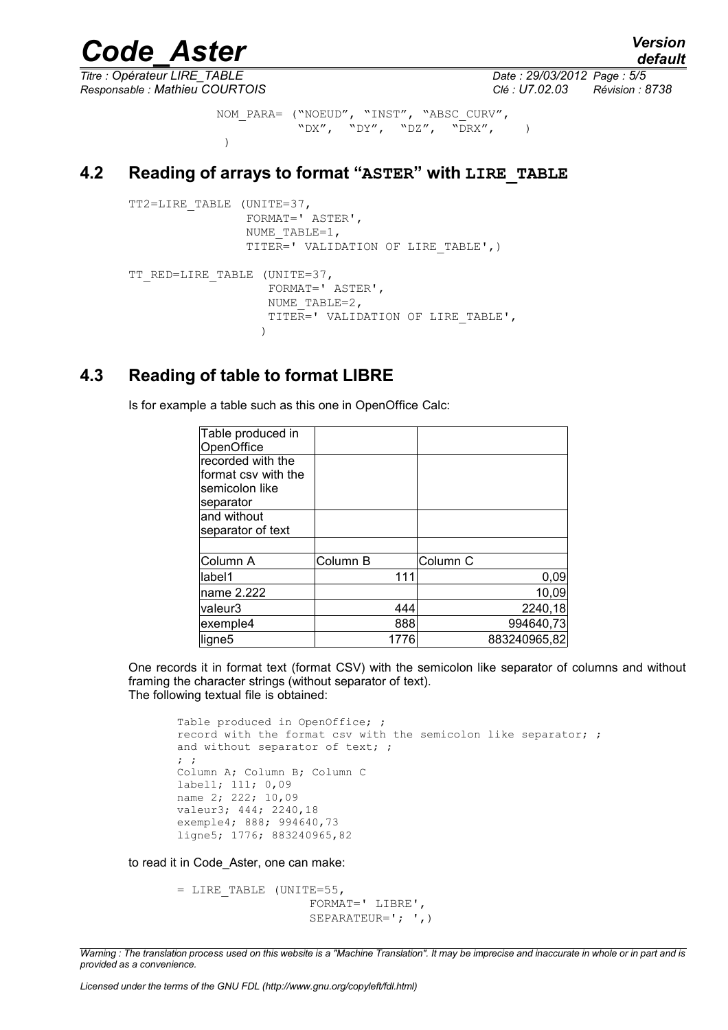```
NOM_PARA= ("NOEUD", "INST", "ABSC_CURV",
           "DX",  "DY",  "DZ",  "DRX",    )
)
```

## 4.2 Reading of arrays to format "ASTER" with LIRE_TABLE

```
TT2=LIRE_TABLE (UNITE=37,
               FORMAT=' ASTER',
               NUME_TABLE=1,
               TITER=' VALIDATION OF LIRE_TABLE',)

TT_RED=LIRE_TABLE (UNITE=37,
                  FORMAT=' ASTER',
                  NUME_TABLE=2,
                  TITER=' VALIDATION OF LIRE_TABLE',
                 )
```

## 4.3 Reading of table to format LIBRE

Is for example a table such as this one in OpenOffice Calc:

| | | |
|---|---|---|
| Table produced in OpenOffice | | |
| recorded with the format csv with the semicolon like separator | | |
| and without separator of text | | |
| | | |
| Column A | Column B | Column C |
| label1 | 111 | 0,09 |
| name 2.222 | | 10,09 |
| valeur3 | 444 | 2240,18 |
| exemple4 | 888 | 994640,73 |
| ligne5 | 1776 | 883240965,82 |

One records it in format text (format CSV) with the semicolon like separator of columns and without framing the character strings (without separator of text).
The following textual file is obtained:

```
Table produced in OpenOffice; ;
record with the format csv with the semicolon like separator; ;
and without separator of text; ;
; ;
Column A; Column B; Column C
label1; 111; 0,09
name 2; 222; 10,09
valeur3; 444; 2240,18
exemple4; 888; 994640,73
ligne5; 1776; 883240965,82
```

to read it in Code_Aster, one can make:

```
= LIRE_TABLE (UNITE=55,
              FORMAT=' LIBRE',
              SEPARATEUR='; ',)
```